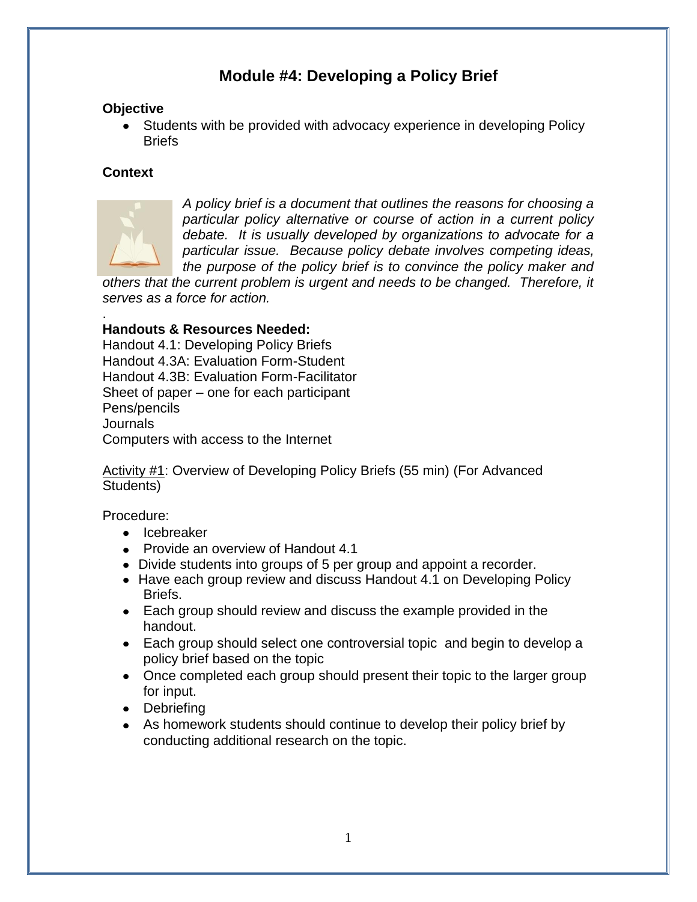# Module #4: Developing a Policy Brief

**Objective**

- Students with be provided with advocacy experience in developing Policy Briefs

**Context**

*A policy brief is a document that outlines the reasons for choosing a particular policy alternative or course of action in a current policy debate. It is usually developed by organizations to advocate for a particular issue. Because policy debate involves competing ideas, the purpose of the policy brief is to convince the policy maker and others that the current problem is urgent and needs to be changed. Therefore, it serves as a force for action.*

.

**Handouts & Resources Needed:**

Handout 4.1: Developing Policy Briefs
Handout 4.3A: Evaluation Form-Student
Handout 4.3B: Evaluation Form-Facilitator
Sheet of paper – one for each participant
Pens/pencils
Journals
Computers with access to the Internet

Activity #1: Overview of Developing Policy Briefs (55 min) (For Advanced Students)

Procedure:

- Icebreaker
- Provide an overview of Handout 4.1
- Divide students into groups of 5 per group and appoint a recorder.
- Have each group review and discuss Handout 4.1 on Developing Policy Briefs.
- Each group should review and discuss the example provided in the handout.
- Each group should select one controversial topic and begin to develop a policy brief based on the topic
- Once completed each group should present their topic to the larger group for input.
- Debriefing
- As homework students should continue to develop their policy brief by conducting additional research on the topic.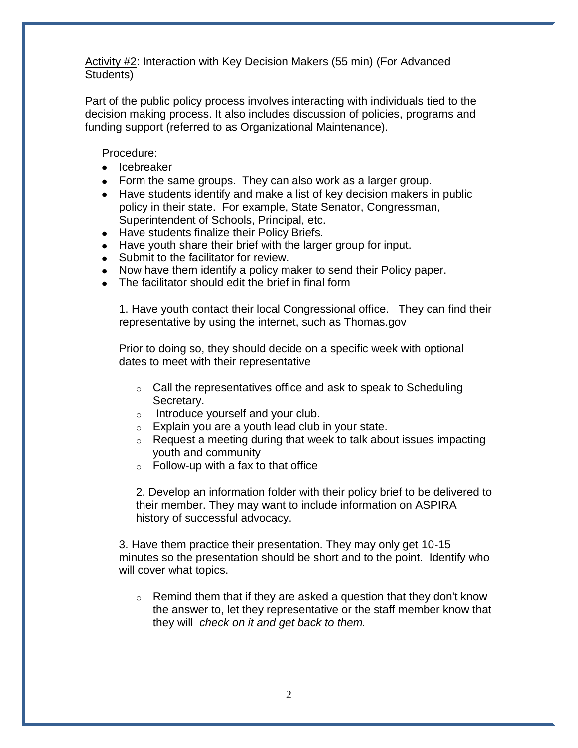<u>Activity #2</u>: Interaction with Key Decision Makers (55 min) (For Advanced Students)

Part of the public policy process involves interacting with individuals tied to the decision making process. It also includes discussion of policies, programs and funding support (referred to as Organizational Maintenance).

Procedure:

- Icebreaker
- Form the same groups. They can also work as a larger group.
- Have students identify and make a list of key decision makers in public policy in their state. For example, State Senator, Congressman, Superintendent of Schools, Principal, etc.
- Have students finalize their Policy Briefs.
- Have youth share their brief with the larger group for input.
- Submit to the facilitator for review.
- Now have them identify a policy maker to send their Policy paper.
- The facilitator should edit the brief in final form

1. Have youth contact their local Congressional office. They can find their representative by using the internet, such as Thomas.gov

Prior to doing so, they should decide on a specific week with optional dates to meet with their representative

- Call the representatives office and ask to speak to Scheduling Secretary.
- Introduce yourself and your club.
- Explain you are a youth lead club in your state.
- Request a meeting during that week to talk about issues impacting youth and community
- Follow-up with a fax to that office

2. Develop an information folder with their policy brief to be delivered to their member. They may want to include information on ASPIRA history of successful advocacy.

3. Have them practice their presentation. They may only get 10-15 minutes so the presentation should be short and to the point. Identify who will cover what topics.

- Remind them that if they are asked a question that they don't know the answer to, let they representative or the staff member know that they will *check on it and get back to them.*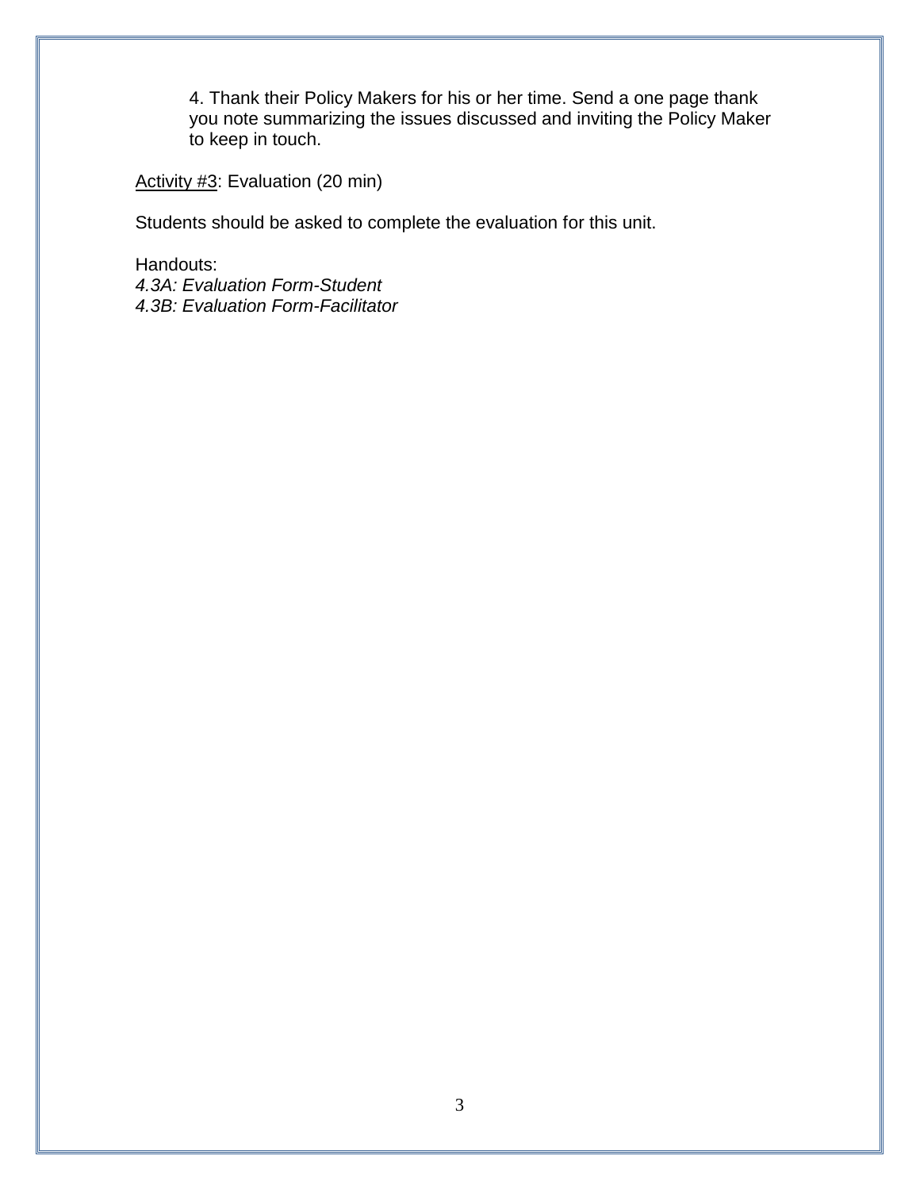4. Thank their Policy Makers for his or her time. Send a one page thank you note summarizing the issues discussed and inviting the Policy Maker to keep in touch.

<u>Activity #3</u>: Evaluation (20 min)

Students should be asked to complete the evaluation for this unit.

Handouts:
*4.3A: Evaluation Form-Student*
*4.3B: Evaluation Form-Facilitator*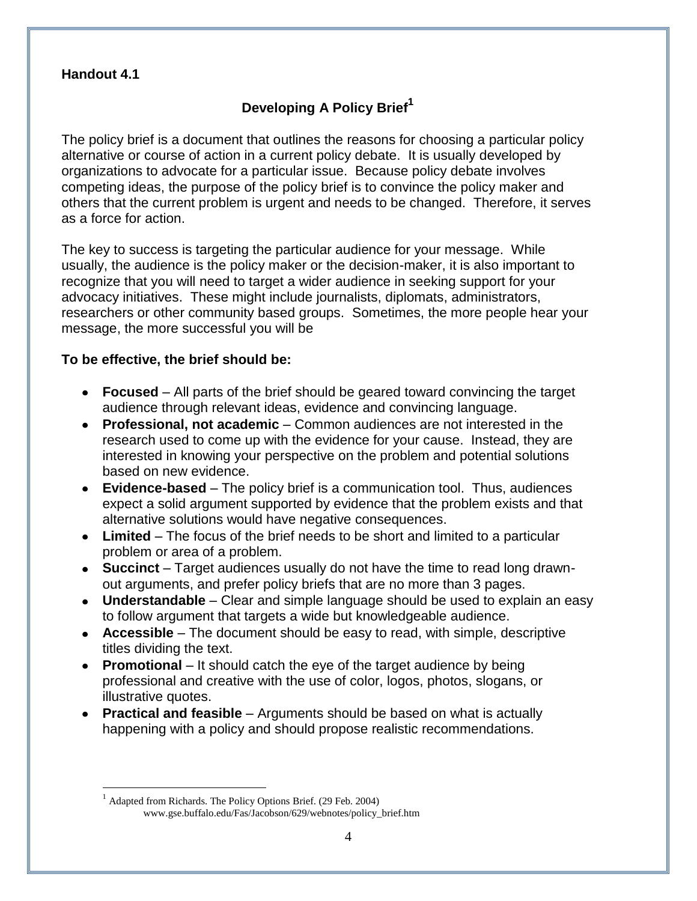**Handout 4.1**

## Developing A Policy Brief[1]

The policy brief is a document that outlines the reasons for choosing a particular policy alternative or course of action in a current policy debate. It is usually developed by organizations to advocate for a particular issue. Because policy debate involves competing ideas, the purpose of the policy brief is to convince the policy maker and others that the current problem is urgent and needs to be changed. Therefore, it serves as a force for action.

The key to success is targeting the particular audience for your message. While usually, the audience is the policy maker or the decision-maker, it is also important to recognize that you will need to target a wider audience in seeking support for your advocacy initiatives. These might include journalists, diplomats, administrators, researchers or other community based groups. Sometimes, the more people hear your message, the more successful you will be

**To be effective, the brief should be:**

- **Focused** – All parts of the brief should be geared toward convincing the target audience through relevant ideas, evidence and convincing language.
- **Professional, not academic** – Common audiences are not interested in the research used to come up with the evidence for your cause. Instead, they are interested in knowing your perspective on the problem and potential solutions based on new evidence.
- **Evidence-based** – The policy brief is a communication tool. Thus, audiences expect a solid argument supported by evidence that the problem exists and that alternative solutions would have negative consequences.
- **Limited** – The focus of the brief needs to be short and limited to a particular problem or area of a problem.
- **Succinct** – Target audiences usually do not have the time to read long drawn-out arguments, and prefer policy briefs that are no more than 3 pages.
- **Understandable** – Clear and simple language should be used to explain an easy to follow argument that targets a wide but knowledgeable audience.
- **Accessible** – The document should be easy to read, with simple, descriptive titles dividing the text.
- **Promotional** – It should catch the eye of the target audience by being professional and creative with the use of color, logos, photos, slogans, or illustrative quotes.
- **Practical and feasible** – Arguments should be based on what is actually happening with a policy and should propose realistic recommendations.

---

[1] Adapted from Richards. The Policy Options Brief. (29 Feb. 2004) www.gse.buffalo.edu/Fas/Jacobson/629/webnotes/policy_brief.htm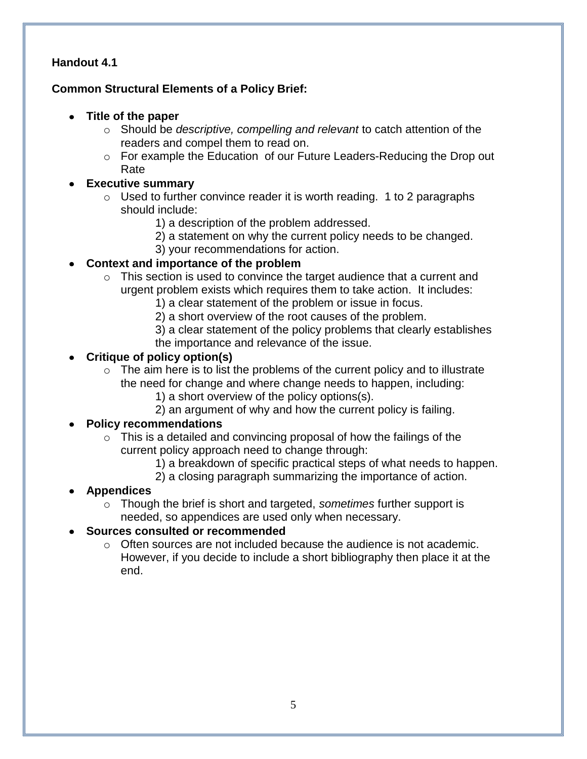**Handout 4.1**

**Common Structural Elements of a Policy Brief:**

- **Title of the paper**
  - Should be *descriptive, compelling and relevant* to catch attention of the readers and compel them to read on.
  - For example the Education of our Future Leaders-Reducing the Drop out Rate
- **Executive summary**
  - Used to further convince reader it is worth reading. 1 to 2 paragraphs should include:
    - 1) a description of the problem addressed.
    - 2) a statement on why the current policy needs to be changed.
    - 3) your recommendations for action.
- **Context and importance of the problem**
  - This section is used to convince the target audience that a current and urgent problem exists which requires them to take action. It includes:
    - 1) a clear statement of the problem or issue in focus.
    - 2) a short overview of the root causes of the problem.
    - 3) a clear statement of the policy problems that clearly establishes the importance and relevance of the issue.
- **Critique of policy option(s)**
  - The aim here is to list the problems of the current policy and to illustrate the need for change and where change needs to happen, including:
    - 1) a short overview of the policy options(s).
    - 2) an argument of why and how the current policy is failing.
- **Policy recommendations**
  - This is a detailed and convincing proposal of how the failings of the current policy approach need to change through:
    - 1) a breakdown of specific practical steps of what needs to happen.
    - 2) a closing paragraph summarizing the importance of action.
- **Appendices**
  - Though the brief is short and targeted, *sometimes* further support is needed, so appendices are used only when necessary.
- **Sources consulted or recommended**
  - Often sources are not included because the audience is not academic. However, if you decide to include a short bibliography then place it at the end.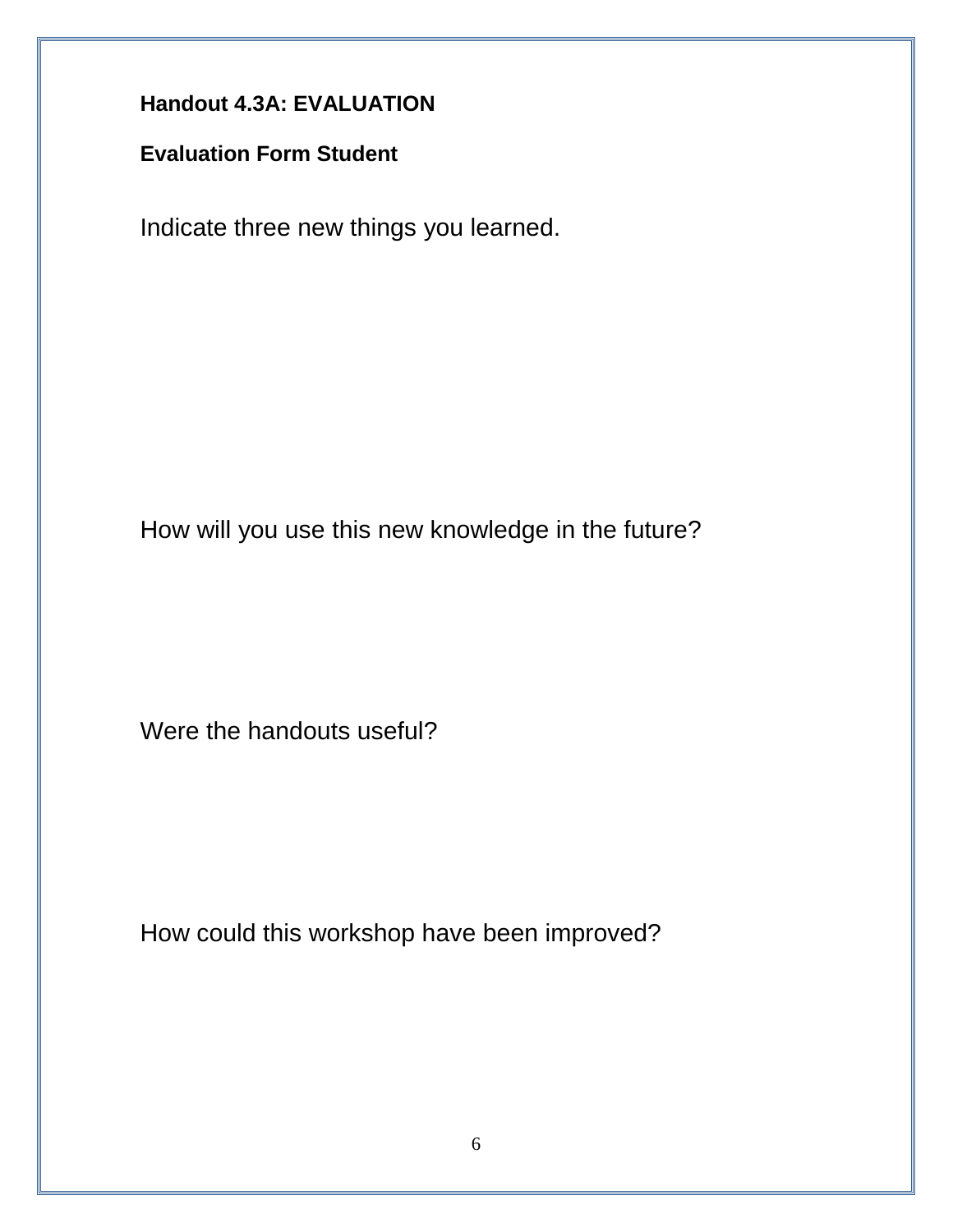**Handout 4.3A: EVALUATION**

**Evaluation Form Student**

Indicate three new things you learned.

How will you use this new knowledge in the future?

Were the handouts useful?

How could this workshop have been improved?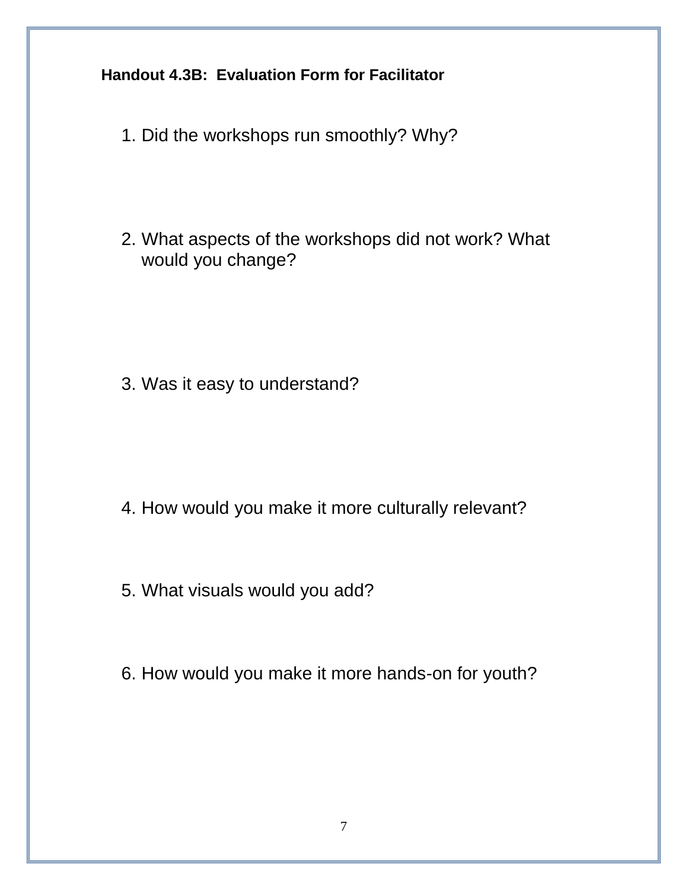**Handout 4.3B: Evaluation Form for Facilitator**

1. Did the workshops run smoothly? Why?

2. What aspects of the workshops did not work? What would you change?

3. Was it easy to understand?

4. How would you make it more culturally relevant?

5. What visuals would you add?

6. How would you make it more hands-on for youth?